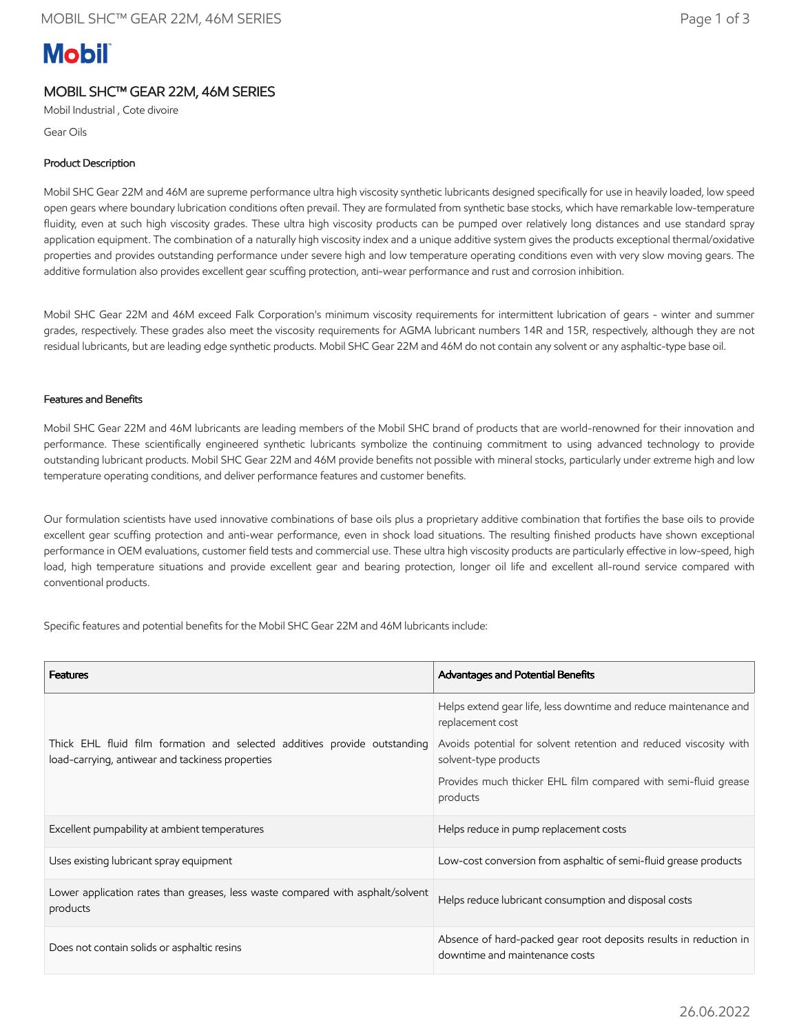Mobil

# MOBIL SHC™ GEAR 22M, 46M SERIES

Mobil Industrial , Cote divoire

Gear Oils

## Product Description

Mobil SHC Gear 22M and 46M are supreme performance ultra high viscosity synthetic lubricants designed specifically for use in heavily loaded, low speed open gears where boundary lubrication conditions often prevail. They are formulated from synthetic base stocks, which have remarkable low-temperature fluidity, even at such high viscosity grades. These ultra high viscosity products can be pumped over relatively long distances and use standard spray application equipment. The combination of a naturally high viscosity index and a unique additive system gives the products exceptional thermal/oxidative properties and provides outstanding performance under severe high and low temperature operating conditions even with very slow moving gears. The additive formulation also provides excellent gear scuffing protection, anti-wear performance and rust and corrosion inhibition.

Mobil SHC Gear 22M and 46M exceed Falk Corporation's minimum viscosity requirements for intermittent lubrication of gears - winter and summer grades, respectively. These grades also meet the viscosity requirements for AGMA lubricant numbers 14R and 15R, respectively, although they are not residual lubricants, but are leading edge synthetic products. Mobil SHC Gear 22M and 46M do not contain any solvent or any asphaltic-type base oil.

## Features and Benefits

Mobil SHC Gear 22M and 46M lubricants are leading members of the Mobil SHC brand of products that are world-renowned for their innovation and performance. These scientifically engineered synthetic lubricants symbolize the continuing commitment to using advanced technology to provide outstanding lubricant products. Mobil SHC Gear 22M and 46M provide benefits not possible with mineral stocks, particularly under extreme high and low temperature operating conditions, and deliver performance features and customer benefits.

Our formulation scientists have used innovative combinations of base oils plus a proprietary additive combination that fortifies the base oils to provide excellent gear scuffing protection and anti-wear performance, even in shock load situations. The resulting finished products have shown exceptional performance in OEM evaluations, customer field tests and commercial use. These ultra high viscosity products are particularly effective in low-speed, high load, high temperature situations and provide excellent gear and bearing protection, longer oil life and excellent all-round service compared with conventional products.

Specific features and potential benefits for the Mobil SHC Gear 22M and 46M lubricants include:

| Features | Advantages and Potential Benefits |
|---|---|
| Thick EHL fluid film formation and selected additives provide outstanding load-carrying, antiwear and tackiness properties | Helps extend gear life, less downtime and reduce maintenance and replacement cost<br>Avoids potential for solvent retention and reduced viscosity with solvent-type products<br>Provides much thicker EHL film compared with semi-fluid grease products |
| Excellent pumpability at ambient temperatures | Helps reduce in pump replacement costs |
| Uses existing lubricant spray equipment | Low-cost conversion from asphaltic of semi-fluid grease products |
| Lower application rates than greases, less waste compared with asphalt/solvent products | Helps reduce lubricant consumption and disposal costs |
| Does not contain solids or asphaltic resins | Absence of hard-packed gear root deposits results in reduction in downtime and maintenance costs |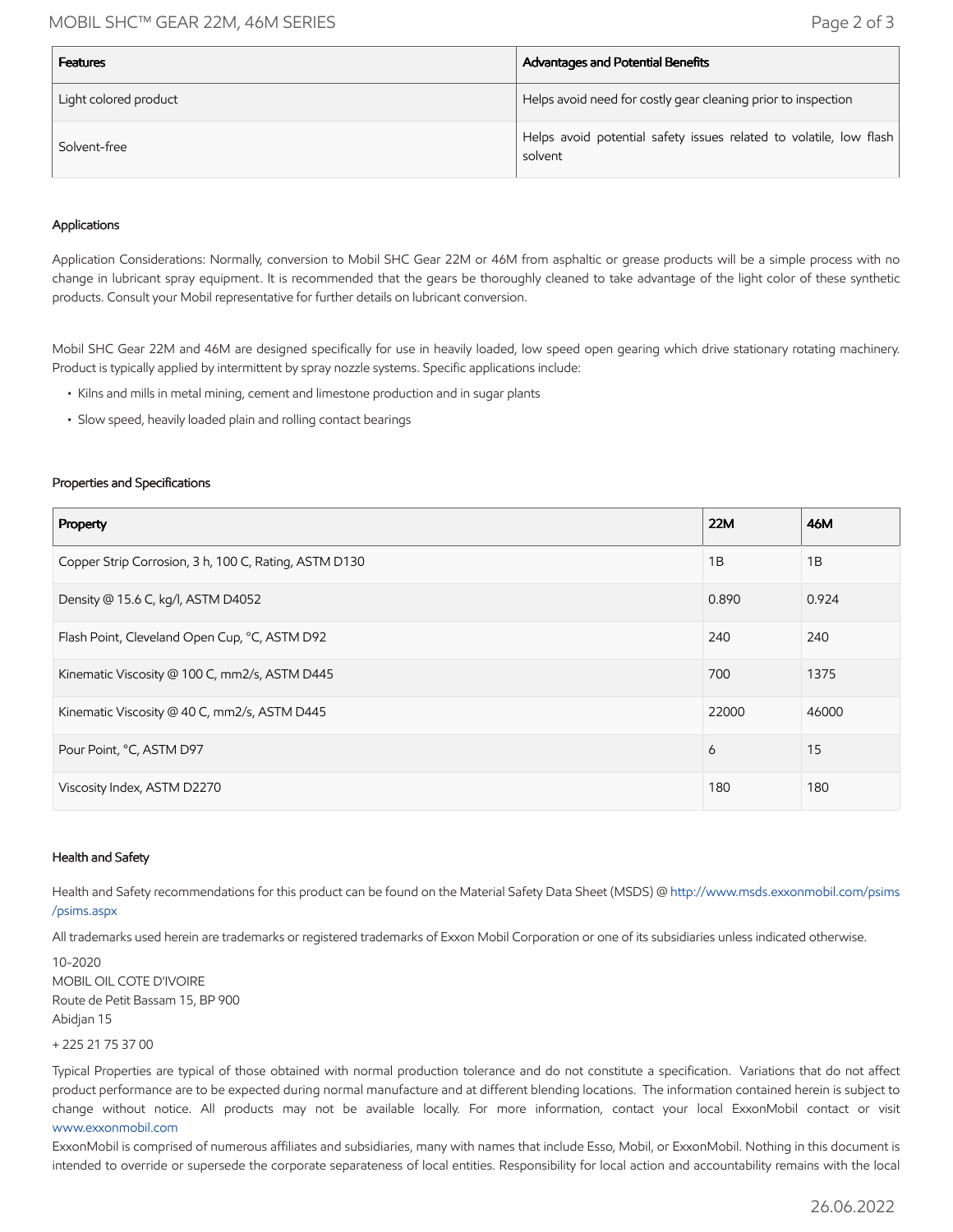| Features | Advantages and Potential Benefits |
|---|---|
| Light colored product | Helps avoid need for costly gear cleaning prior to inspection |
| Solvent-free | Helps avoid potential safety issues related to volatile, low flash solvent |

### Applications

Application Considerations: Normally, conversion to Mobil SHC Gear 22M or 46M from asphaltic or grease products will be a simple process with no change in lubricant spray equipment. It is recommended that the gears be thoroughly cleaned to take advantage of the light color of these synthetic products. Consult your Mobil representative for further details on lubricant conversion.

Mobil SHC Gear 22M and 46M are designed specifically for use in heavily loaded, low speed open gearing which drive stationary rotating machinery. Product is typically applied by intermittent by spray nozzle systems. Specific applications include:

- Kilns and mills in metal mining, cement and limestone production and in sugar plants
- Slow speed, heavily loaded plain and rolling contact bearings

### Properties and Specifications

| Property | 22M | 46M |
|---|---|---|
| Copper Strip Corrosion, 3 h, 100 C, Rating, ASTM D130 | 1B | 1B |
| Density @ 15.6 C, kg/l, ASTM D4052 | 0.890 | 0.924 |
| Flash Point, Cleveland Open Cup, °C, ASTM D92 | 240 | 240 |
| Kinematic Viscosity @ 100 C, mm2/s, ASTM D445 | 700 | 1375 |
| Kinematic Viscosity @ 40 C, mm2/s, ASTM D445 | 22000 | 46000 |
| Pour Point, °C, ASTM D97 | 6 | 15 |
| Viscosity Index, ASTM D2270 | 180 | 180 |

### Health and Safety

Health and Safety recommendations for this product can be found on the Material Safety Data Sheet (MSDS) @ http://www.msds.exxonmobil.com/psims/psims.aspx

All trademarks used herein are trademarks or registered trademarks of Exxon Mobil Corporation or one of its subsidiaries unless indicated otherwise.

10-2020
MOBIL OIL COTE D'IVOIRE
Route de Petit Bassam 15, BP 900
Abidjan 15

+ 225 21 75 37 00

Typical Properties are typical of those obtained with normal production tolerance and do not constitute a specification. Variations that do not affect product performance are to be expected during normal manufacture and at different blending locations. The information contained herein is subject to change without notice. All products may not be available locally. For more information, contact your local ExxonMobil contact or visit www.exxonmobil.com

ExxonMobil is comprised of numerous affiliates and subsidiaries, many with names that include Esso, Mobil, or ExxonMobil. Nothing in this document is intended to override or supersede the corporate separateness of local entities. Responsibility for local action and accountability remains with the local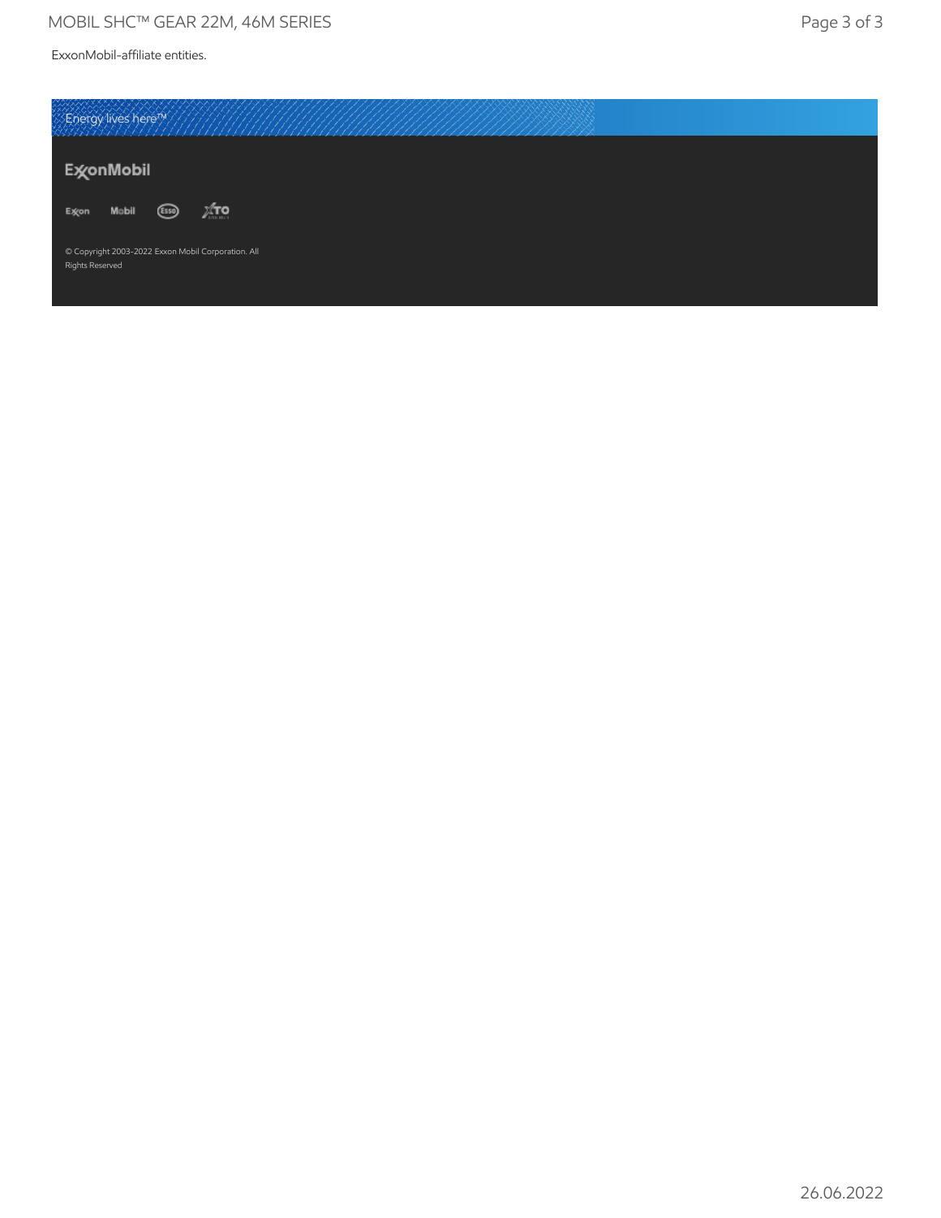ExxonMobil-affiliate entities.

Energy lives here™

ExxonMobil

Exxon Mobil Esso XTO

© Copyright 2003-2022 Exxon Mobil Corporation. All Rights Reserved